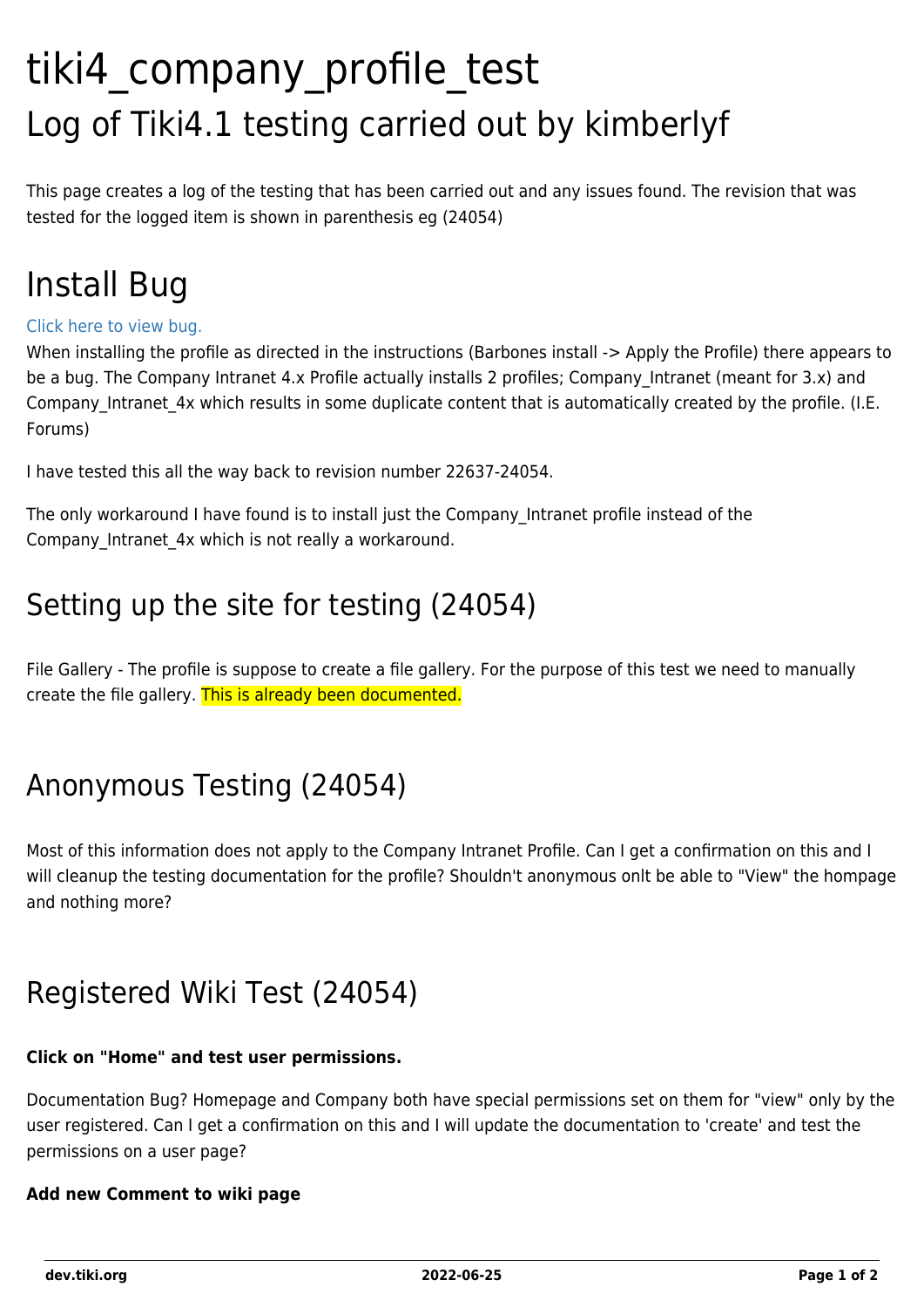# tiki4_company_profile_test

## Log of Tiki4.1 testing carried out by kimberlyf

This page creates a log of the testing that has been carried out and any issues found. The revision that was tested for the logged item is shown in parenthesis eg (24054)

# Install Bug

[Click here to view bug.]

When installing the profile as directed in the instructions (Barbones install -> Apply the Profile) there appears to be a bug. The Company Intranet 4.x Profile actually installs 2 profiles; Company_Intranet (meant for 3.x) and Company_Intranet_4x which results in some duplicate content that is automatically created by the profile. (I.E. Forums)

I have tested this all the way back to revision number 22637-24054.

The only workaround I have found is to install just the Company_Intranet profile instead of the Company_Intranet_4x which is not really a workaround.

## Setting up the site for testing (24054)

File Gallery - The profile is suppose to create a file gallery. For the purpose of this test we need to manually create the file gallery. This is already been documented.

## Anonymous Testing (24054)

Most of this information does not apply to the Company Intranet Profile. Can I get a confirmation on this and I will cleanup the testing documentation for the profile? Shouldn't anonymous onlt be able to "View" the hompage and nothing more?

## Registered Wiki Test (24054)

**Click on "Home" and test user permissions.**

Documentation Bug? Homepage and Company both have special permissions set on them for "view" only by the user registered. Can I get a confirmation on this and I will update the documentation to 'create' and test the permissions on a user page?

**Add new Comment to wiki page**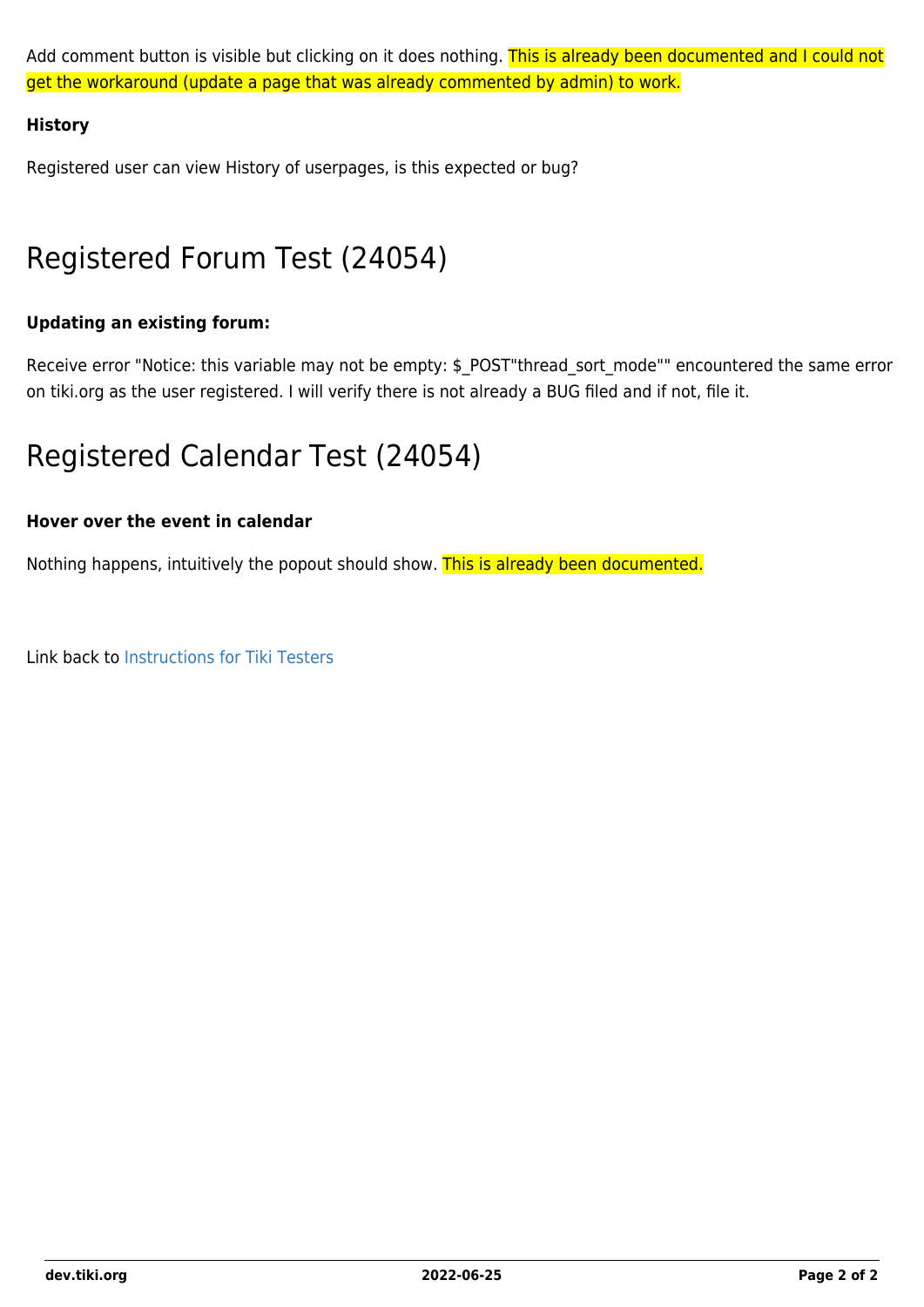Add comment button is visible but clicking on it does nothing. This is already been documented and I could not get the workaround (update a page that was already commented by admin) to work.

**History**

Registered user can view History of userpages, is this expected or bug?

# Registered Forum Test (24054)

**Updating an existing forum:**

Receive error "Notice: this variable may not be empty: $_POST"thread_sort_mode"" encountered the same error on tiki.org as the user registered. I will verify there is not already a BUG filed and if not, file it.

# Registered Calendar Test (24054)

**Hover over the event in calendar**

Nothing happens, intuitively the popout should show. This is already been documented.

Link back to Instructions for Tiki Testers